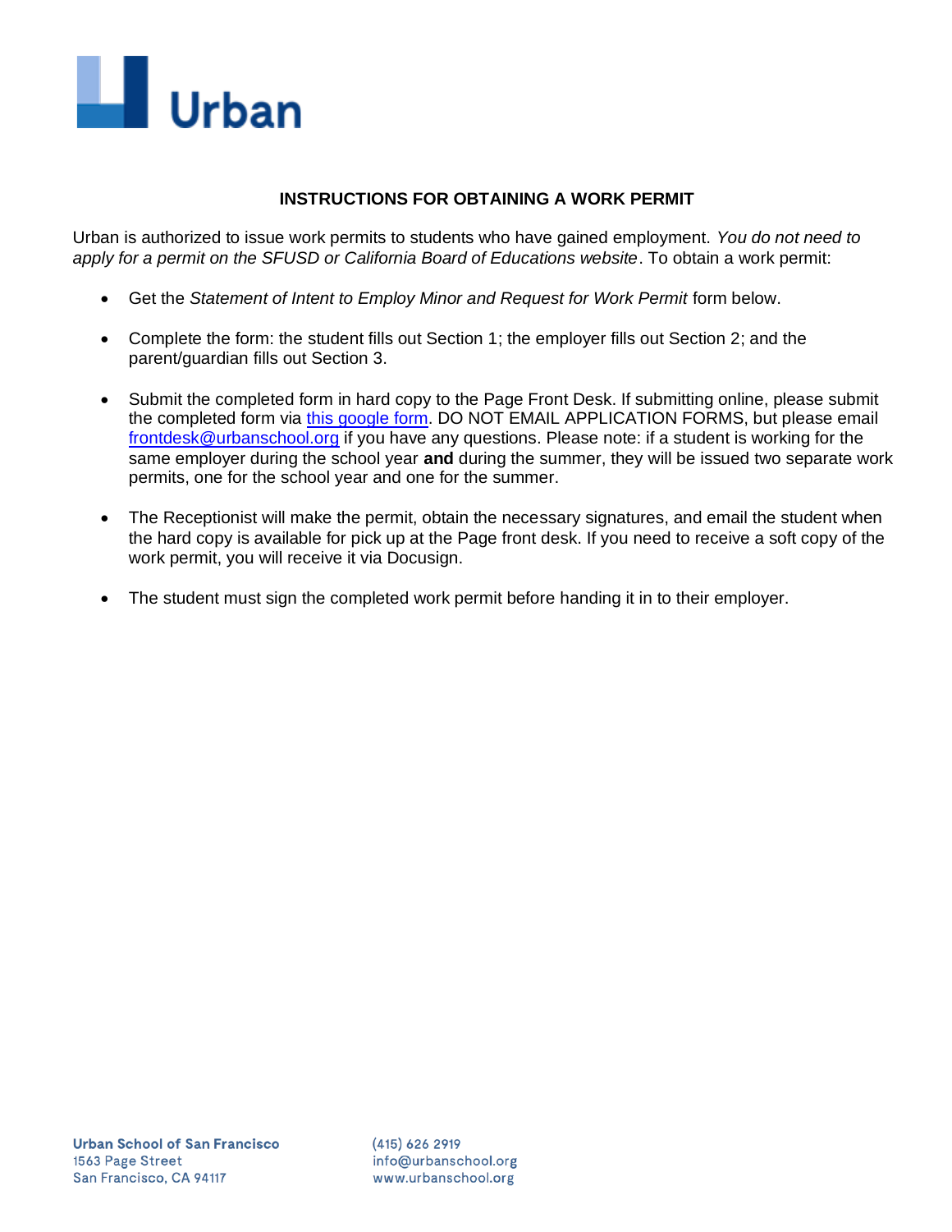# INSTRUCTIONS FOR OBTAINING A WORK PERMIT

Urban is authorized to issue work permits to students who have gained employment. *You do not need to apply for a permit on the SFUSD or California Board of Educations website*. To obtain a work permit:

- Get the *Statement of Intent to Employ Minor and Request for Work Permit* form below.
- Complete the form: the student fills out Section 1; the employer fills out Section 2; and the parent/guardian fills out Section 3.
- Submit the completed form in hard copy to the Page Front Desk. If submitting online, please submit the completed form via this google form. DO NOT EMAIL APPLICATION FORMS, but please email frontdesk@urbanschool.org if you have any questions. Please note: if a student is working for the same employer during the school year **and** during the summer, they will be issued two separate work permits, one for the school year and one for the summer.
- The Receptionist will make the permit, obtain the necessary signatures, and email the student when the hard copy is available for pick up at the Page front desk. If you need to receive a soft copy of the work permit, you will receive it via Docusign.
- The student must sign the completed work permit before handing it in to their employer.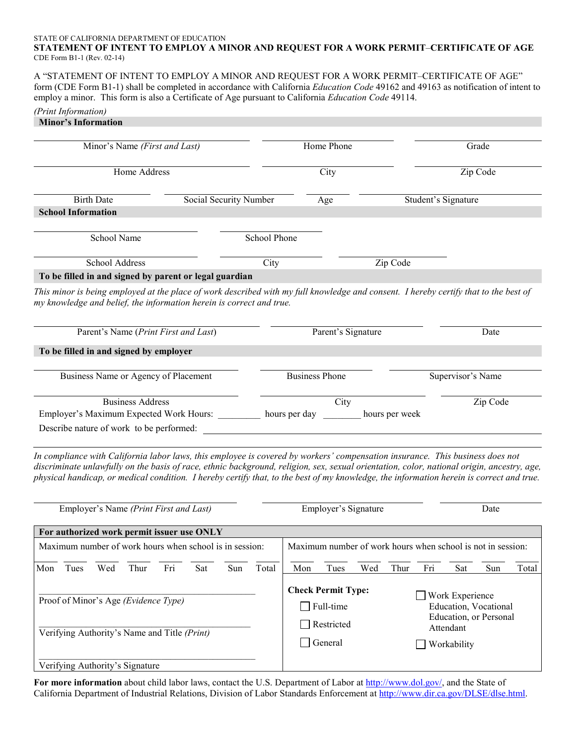STATE OF CALIFORNIA DEPARTMENT OF EDUCATION

**STATEMENT OF INTENT TO EMPLOY A MINOR AND REQUEST FOR A WORK PERMIT–CERTIFICATE OF AGE**

CDE Form B1-1 (Rev. 02-14)

A "STATEMENT OF INTENT TO EMPLOY A MINOR AND REQUEST FOR A WORK PERMIT–CERTIFICATE OF AGE" form (CDE Form B1-1) shall be completed in accordance with California *Education Code* 49162 and 49163 as notification of intent to employ a minor. This form is also a Certificate of Age pursuant to California *Education Code* 49114.

*(Print Information)*

**Minor's Information**

| | | |
|---|---|---|
| Minor's Name *(First and Last)* | Home Phone | Grade |
| Home Address | City | Zip Code |

| | | | |
|---|---|---|---|
| Birth Date | Social Security Number | Age | Student's Signature |

**School Information**

| | | |
|---|---|---|
| School Name | School Phone | |
| School Address | City | Zip Code |

**To be filled in and signed by parent or legal guardian**

*This minor is being employed at the place of work described with my full knowledge and consent. I hereby certify that to the best of my knowledge and belief, the information herein is correct and true.*

| | | |
|---|---|---|
| Parent's Name (*Print First and Last*) | Parent's Signature | Date |

**To be filled in and signed by employer**

| | | |
|---|---|---|
| Business Name or Agency of Placement | Business Phone | Supervisor's Name |
| Business Address | City | Zip Code |

Employer's Maximum Expected Work Hours: _________ hours per day ________ hours per week

Describe nature of work to be performed: ______________________________

*In compliance with California labor laws, this employee is covered by workers' compensation insurance. This business does not discriminate unlawfully on the basis of race, ethnic background, religion, sex, sexual orientation, color, national origin, ancestry, age, physical handicap, or medical condition. I hereby certify that, to the best of my knowledge, the information herein is correct and true.*

| | | |
|---|---|---|
| Employer's Name *(Print First and Last)* | Employer's Signature | Date |

**For authorized work permit issuer use ONLY**

Maximum number of work hours when school is in session:

| Mon | Tues | Wed | Thur | Fri | Sat | Sun | Total |
|---|---|---|---|---|---|---|---|
| | | | | | | | |

Maximum number of work hours when school is not in session:

| Mon | Tues | Wed | Thur | Fri | Sat | Sun | Total |
|---|---|---|---|---|---|---|---|
| | | | | | | | |

Proof of Minor's Age *(Evidence Type)*

Verifying Authority's Name and Title *(Print)*

Verifying Authority's Signature

**Check Permit Type:**

- ☐ Full-time
- ☐ Restricted
- ☐ General
- ☐ Work Experience Education, Vocational Education, or Personal Attendant
- ☐ Workability

**For more information** about child labor laws, contact the U.S. Department of Labor at http://www.dol.gov/, and the State of California Department of Industrial Relations, Division of Labor Standards Enforcement at http://www.dir.ca.gov/DLSE/dlse.html.